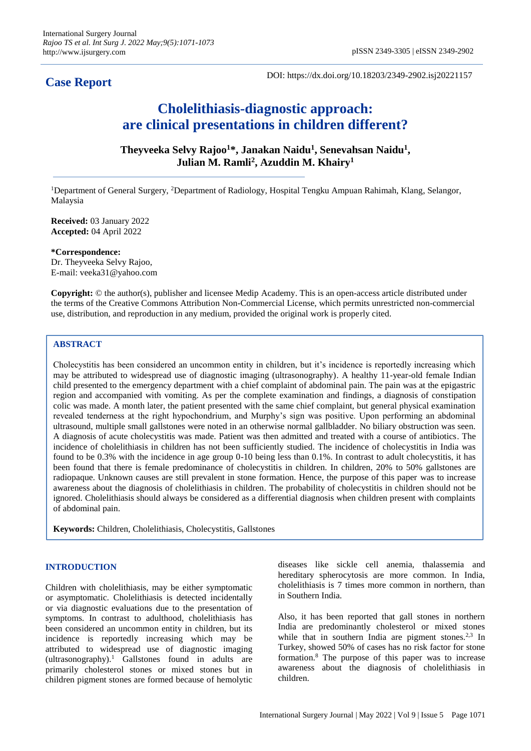## Case Report

DOI: https://dx.doi.org/10.18203/2349-2902.isj20221157

# Cholelithiasis-diagnostic approach: are clinical presentations in children different?

**Theyveeka Selvy Rajoo[1]\*, Janakan Naidu[1], Senevahsan Naidu[1], Julian M. Ramli[2], Azuddin M. Khairy[1]**

[1]Department of General Surgery, [2]Department of Radiology, Hospital Tengku Ampuan Rahimah, Klang, Selangor, Malaysia

**Received:** 03 January 2022
**Accepted:** 04 April 2022

**\*Correspondence:**
Dr. Theyveeka Selvy Rajoo,
E-mail: veeka31@yahoo.com

**Copyright:** © the author(s), publisher and licensee Medip Academy. This is an open-access article distributed under the terms of the Creative Commons Attribution Non-Commercial License, which permits unrestricted non-commercial use, distribution, and reproduction in any medium, provided the original work is properly cited.

## ABSTRACT

Cholecystitis has been considered an uncommon entity in children, but it's incidence is reportedly increasing which may be attributed to widespread use of diagnostic imaging (ultrasonography). A healthy 11-year-old female Indian child presented to the emergency department with a chief complaint of abdominal pain. The pain was at the epigastric region and accompanied with vomiting. As per the complete examination and findings, a diagnosis of constipation colic was made. A month later, the patient presented with the same chief complaint, but general physical examination revealed tenderness at the right hypochondrium, and Murphy's sign was positive. Upon performing an abdominal ultrasound, multiple small gallstones were noted in an otherwise normal gallbladder. No biliary obstruction was seen. A diagnosis of acute cholecystitis was made. Patient was then admitted and treated with a course of antibiotics. The incidence of cholelithiasis in children has not been sufficiently studied. The incidence of cholecystitis in India was found to be 0.3% with the incidence in age group 0-10 being less than 0.1%. In contrast to adult cholecystitis, it has been found that there is female predominance of cholecystitis in children. In children, 20% to 50% gallstones are radiopaque. Unknown causes are still prevalent in stone formation. Hence, the purpose of this paper was to increase awareness about the diagnosis of cholelithiasis in children. The probability of cholecystitis in children should not be ignored. Cholelithiasis should always be considered as a differential diagnosis when children present with complaints of abdominal pain.

**Keywords:** Children, Cholelithiasis, Cholecystitis, Gallstones

## INTRODUCTION

Children with cholelithiasis, may be either symptomatic or asymptomatic. Cholelithiasis is detected incidentally or via diagnostic evaluations due to the presentation of symptoms. In contrast to adulthood, cholelithiasis has been considered an uncommon entity in children, but its incidence is reportedly increasing which may be attributed to widespread use of diagnostic imaging (ultrasonography).[1] Gallstones found in adults are primarily cholesterol stones or mixed stones but in children pigment stones are formed because of hemolytic diseases like sickle cell anemia, thalassemia and hereditary spherocytosis are more common. In India, cholelithiasis is 7 times more common in northern, than in Southern India.

Also, it has been reported that gall stones in northern India are predominantly cholesterol or mixed stones while that in southern India are pigment stones.[2,3] In Turkey, showed 50% of cases has no risk factor for stone formation.[8] The purpose of this paper was to increase awareness about the diagnosis of cholelithiasis in children.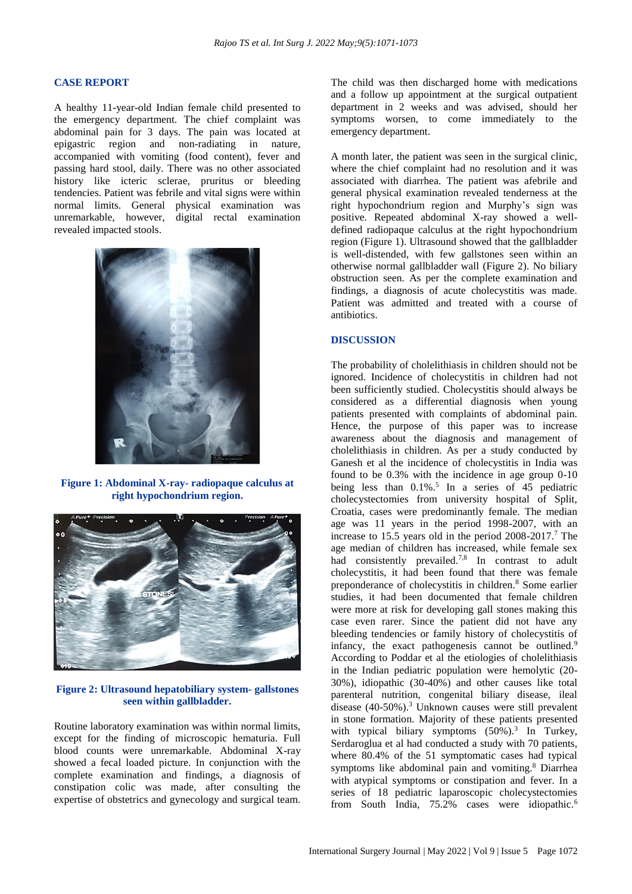## CASE REPORT

A healthy 11-year-old Indian female child presented to the emergency department. The chief complaint was abdominal pain for 3 days. The pain was located at epigastric region and non-radiating in nature, accompanied with vomiting (food content), fever and passing hard stool, daily. There was no other associated history like icteric sclerae, pruritus or bleeding tendencies. Patient was febrile and vital signs were within normal limits. General physical examination was unremarkable, however, digital rectal examination revealed impacted stools.

**Figure 1: Abdominal X-ray- radiopaque calculus at right hypochondrium region.**

**Figure 2: Ultrasound hepatobiliary system- gallstones seen within gallbladder.**

Routine laboratory examination was within normal limits, except for the finding of microscopic hematuria. Full blood counts were unremarkable. Abdominal X-ray showed a fecal loaded picture. In conjunction with the complete examination and findings, a diagnosis of constipation colic was made, after consulting the expertise of obstetrics and gynecology and surgical team.

The child was then discharged home with medications and a follow up appointment at the surgical outpatient department in 2 weeks and was advised, should her symptoms worsen, to come immediately to the emergency department.

A month later, the patient was seen in the surgical clinic, where the chief complaint had no resolution and it was associated with diarrhea. The patient was afebrile and general physical examination revealed tenderness at the right hypochondrium region and Murphy's sign was positive. Repeated abdominal X-ray showed a well-defined radiopaque calculus at the right hypochondrium region (Figure 1). Ultrasound showed that the gallbladder is well-distended, with few gallstones seen within an otherwise normal gallbladder wall (Figure 2). No biliary obstruction seen. As per the complete examination and findings, a diagnosis of acute cholecystitis was made. Patient was admitted and treated with a course of antibiotics.

## DISCUSSION

The probability of cholelithiasis in children should not be ignored. Incidence of cholecystitis in children had not been sufficiently studied. Cholecystitis should always be considered as a differential diagnosis when young patients presented with complaints of abdominal pain. Hence, the purpose of this paper was to increase awareness about the diagnosis and management of cholelithiasis in children. As per a study conducted by Ganesh et al the incidence of cholecystitis in India was found to be 0.3% with the incidence in age group 0-10 being less than 0.1%.[5] In a series of 45 pediatric cholecystectomies from university hospital of Split, Croatia, cases were predominantly female. The median age was 11 years in the period 1998-2007, with an increase to 15.5 years old in the period 2008-2017.[7] The age median of children has increased, while female sex had consistently prevailed.[7,8] In contrast to adult cholecystitis, it had been found that there was female preponderance of cholecystitis in children.[8] Some earlier studies, it had been documented that female children were more at risk for developing gall stones making this case even rarer. Since the patient did not have any bleeding tendencies or family history of cholecystitis of infancy, the exact pathogenesis cannot be outlined.[9] According to Poddar et al the etiologies of cholelithiasis in the Indian pediatric population were hemolytic (20-30%), idiopathic (30-40%) and other causes like total parenteral nutrition, congenital biliary disease, ileal disease (40-50%).[3] Unknown causes were still prevalent in stone formation. Majority of these patients presented with typical biliary symptoms (50%).[3] In Turkey, Serdaroglua et al had conducted a study with 70 patients, where 80.4% of the 51 symptomatic cases had typical symptoms like abdominal pain and vomiting.[8] Diarrhea with atypical symptoms or constipation and fever. In a series of 18 pediatric laparoscopic cholecystectomies from South India, 75.2% cases were idiopathic.[6]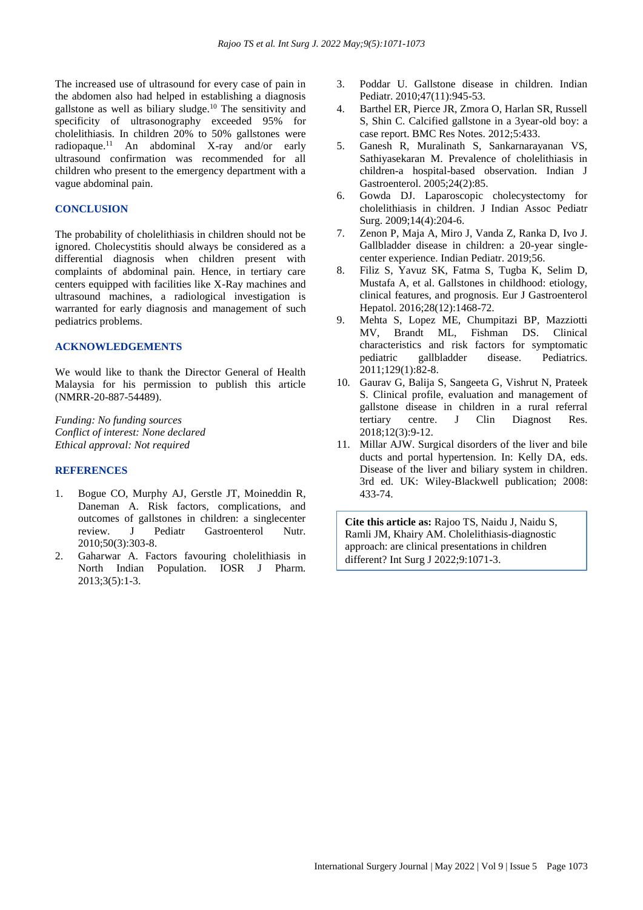The increased use of ultrasound for every case of pain in the abdomen also had helped in establishing a diagnosis gallstone as well as biliary sludge.[10] The sensitivity and specificity of ultrasonography exceeded 95% for cholelithiasis. In children 20% to 50% gallstones were radiopaque.[11] An abdominal X-ray and/or early ultrasound confirmation was recommended for all children who present to the emergency department with a vague abdominal pain.

## CONCLUSION

The probability of cholelithiasis in children should not be ignored. Cholecystitis should always be considered as a differential diagnosis when children present with complaints of abdominal pain. Hence, in tertiary care centers equipped with facilities like X-Ray machines and ultrasound machines, a radiological investigation is warranted for early diagnosis and management of such pediatrics problems.

## ACKNOWLEDGEMENTS

We would like to thank the Director General of Health Malaysia for his permission to publish this article (NMRR-20-887-54489).

*Funding: No funding sources*
*Conflict of interest: None declared*
*Ethical approval: Not required*

## REFERENCES

1. Bogue CO, Murphy AJ, Gerstle JT, Moineddin R, Daneman A. Risk factors, complications, and outcomes of gallstones in children: a singlecenter review. J Pediatr Gastroenterol Nutr. 2010;50(3):303-8.
2. Gaharwar A. Factors favouring cholelithiasis in North Indian Population. IOSR J Pharm. 2013;3(5):1-3.
3. Poddar U. Gallstone disease in children. Indian Pediatr. 2010;47(11):945-53.
4. Barthel ER, Pierce JR, Zmora O, Harlan SR, Russell S, Shin C. Calcified gallstone in a 3year-old boy: a case report. BMC Res Notes. 2012;5:433.
5. Ganesh R, Muralinath S, Sankarnarayanan VS, Sathiyasekaran M. Prevalence of cholelithiasis in children-a hospital-based observation. Indian J Gastroenterol. 2005;24(2):85.
6. Gowda DJ. Laparoscopic cholecystectomy for cholelithiasis in children. J Indian Assoc Pediatr Surg. 2009;14(4):204-6.
7. Zenon P, Maja A, Miro J, Vanda Z, Ranka D, Ivo J. Gallbladder disease in children: a 20-year single-center experience. Indian Pediatr. 2019;56.
8. Filiz S, Yavuz SK, Fatma S, Tugba K, Selim D, Mustafa A, et al. Gallstones in childhood: etiology, clinical features, and prognosis. Eur J Gastroenterol Hepatol. 2016;28(12):1468-72.
9. Mehta S, Lopez ME, Chumpitazi BP, Mazziotti MV, Brandt ML, Fishman DS. Clinical characteristics and risk factors for symptomatic pediatric gallbladder disease. Pediatrics. 2011;129(1):82-8.
10. Gaurav G, Balija S, Sangeeta G, Vishrut N, Prateek S. Clinical profile, evaluation and management of gallstone disease in children in a rural referral tertiary centre. J Clin Diagnost Res. 2018;12(3):9-12.
11. Millar AJW. Surgical disorders of the liver and bile ducts and portal hypertension. In: Kelly DA, eds. Disease of the liver and biliary system in children. 3rd ed. UK: Wiley-Blackwell publication; 2008: 433-74.

**Cite this article as:** Rajoo TS, Naidu J, Naidu S, Ramli JM, Khairy AM. Cholelithiasis-diagnostic approach: are clinical presentations in children different? Int Surg J 2022;9:1071-3.